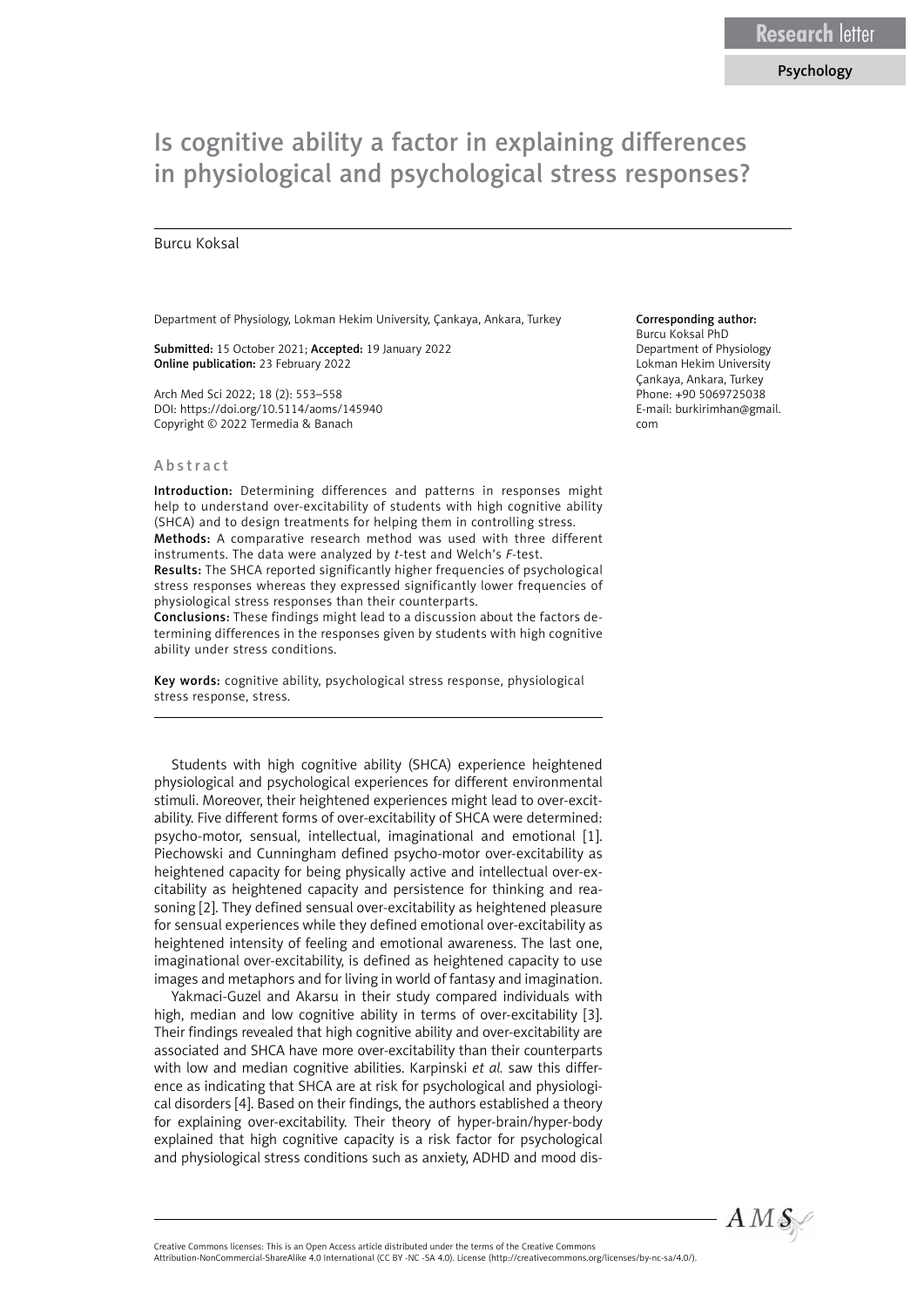Research letter

Psychology

# Is cognitive ability a factor in explaining differences in physiological and psychological stress responses?

Burcu Koksal

Department of Physiology, Lokman Hekim University, Çankaya, Ankara, Turkey

**Submitted:** 15 October 2021; **Accepted:** 19 January 2022
**Online publication:** 23 February 2022

Arch Med Sci 2022; 18 (2): 553–558
DOI: https://doi.org/10.5114/aoms/145940
Copyright © 2022 Termedia & Banach

**Corresponding author:**
Burcu Koksal PhD
Department of Physiology
Lokman Hekim University
Çankaya, Ankara, Turkey
Phone: +90 5069725038
E-mail: burkirimhan@gmail.com

## Abstract

**Introduction:** Determining differences and patterns in responses might help to understand over-excitability of students with high cognitive ability (SHCA) and to design treatments for helping them in controlling stress.

**Methods:** A comparative research method was used with three different instruments. The data were analyzed by *t*-test and Welch's *F*-test.

**Results:** The SHCA reported significantly higher frequencies of psychological stress responses whereas they expressed significantly lower frequencies of physiological stress responses than their counterparts.

**Conclusions:** These findings might lead to a discussion about the factors determining differences in the responses given by students with high cognitive ability under stress conditions.

**Key words:** cognitive ability, psychological stress response, physiological stress response, stress.

Students with high cognitive ability (SHCA) experience heightened physiological and psychological experiences for different environmental stimuli. Moreover, their heightened experiences might lead to over-excitability. Five different forms of over-excitability of SHCA were determined: psycho-motor, sensual, intellectual, imaginational and emotional [1]. Piechowski and Cunningham defined psycho-motor over-excitability as heightened capacity for being physically active and intellectual over-excitability as heightened capacity and persistence for thinking and reasoning [2]. They defined sensual over-excitability as heightened pleasure for sensual experiences while they defined emotional over-excitability as heightened intensity of feeling and emotional awareness. The last one, imaginational over-excitability, is defined as heightened capacity to use images and metaphors and for living in world of fantasy and imagination.

Yakmaci-Guzel and Akarsu in their study compared individuals with high, median and low cognitive ability in terms of over-excitability [3]. Their findings revealed that high cognitive ability and over-excitability are associated and SHCA have more over-excitability than their counterparts with low and median cognitive abilities. Karpinski *et al.* saw this difference as indicating that SHCA are at risk for psychological and physiological disorders [4]. Based on their findings, the authors established a theory for explaining over-excitability. Their theory of hyper-brain/hyper-body explained that high cognitive capacity is a risk factor for psychological and physiological stress conditions such as anxiety, ADHD and mood dis-

Creative Commons licenses: This is an Open Access article distributed under the terms of the Creative Commons Attribution-NonCommercial-ShareAlike 4.0 International (CC BY -NC -SA 4.0). License (http://creativecommons.org/licenses/by-nc-sa/4.0/).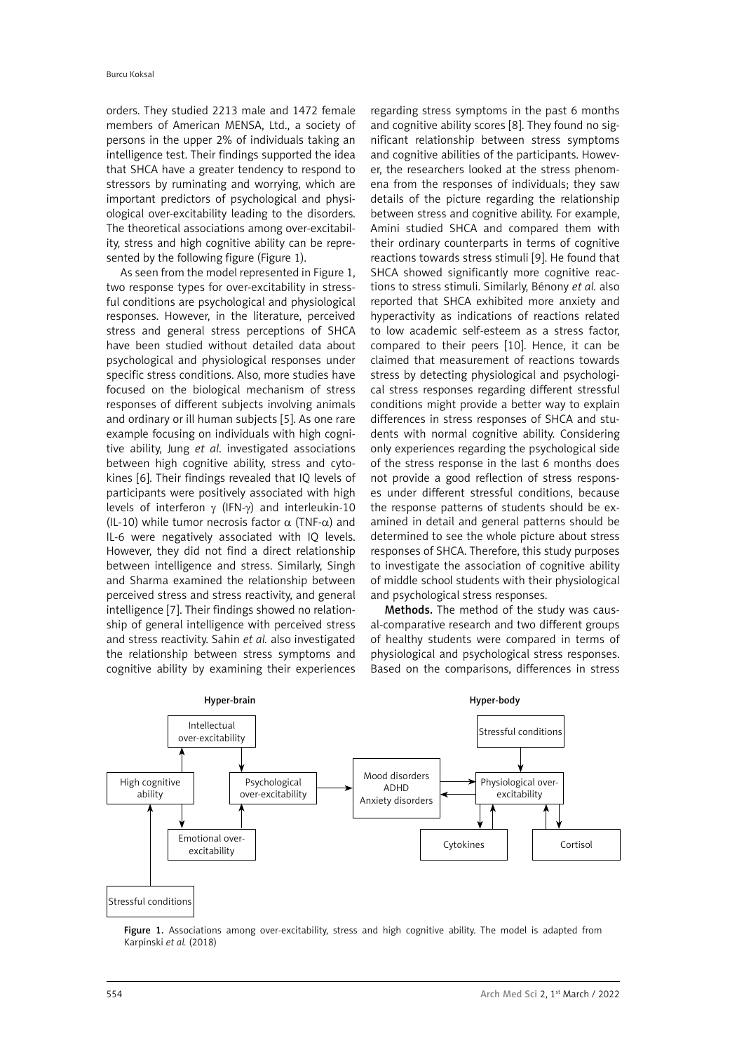orders. They studied 2213 male and 1472 female members of American MENSA, Ltd., a society of persons in the upper 2% of individuals taking an intelligence test. Their findings supported the idea that SHCA have a greater tendency to respond to stressors by ruminating and worrying, which are important predictors of psychological and physiological over-excitability leading to the disorders. The theoretical associations among over-excitability, stress and high cognitive ability can be represented by the following figure (Figure 1).

As seen from the model represented in Figure 1, two response types for over-excitability in stressful conditions are psychological and physiological responses. However, in the literature, perceived stress and general stress perceptions of SHCA have been studied without detailed data about psychological and physiological responses under specific stress conditions. Also, more studies have focused on the biological mechanism of stress responses of different subjects involving animals and ordinary or ill human subjects [5]. As one rare example focusing on individuals with high cognitive ability, Jung *et al.* investigated associations between high cognitive ability, stress and cytokines [6]. Their findings revealed that IQ levels of participants were positively associated with high levels of interferon $\gamma$ (IFN-$\gamma$) and interleukin-10 (IL-10) while tumor necrosis factor $\alpha$ (TNF-$\alpha$) and IL-6 were negatively associated with IQ levels. However, they did not find a direct relationship between intelligence and stress. Similarly, Singh and Sharma examined the relationship between perceived stress and stress reactivity, and general intelligence [7]. Their findings showed no relationship of general intelligence with perceived stress and stress reactivity. Sahin *et al.* also investigated the relationship between stress symptoms and cognitive ability by examining their experiences regarding stress symptoms in the past 6 months and cognitive ability scores [8]. They found no significant relationship between stress symptoms and cognitive abilities of the participants. However, the researchers looked at the stress phenomena from the responses of individuals; they saw details of the picture regarding the relationship between stress and cognitive ability. For example, Amini studied SHCA and compared them with their ordinary counterparts in terms of cognitive reactions towards stress stimuli [9]. He found that SHCA showed significantly more cognitive reactions to stress stimuli. Similarly, Bénony *et al.* also reported that SHCA exhibited more anxiety and hyperactivity as indications of reactions related to low academic self-esteem as a stress factor, compared to their peers [10]. Hence, it can be claimed that measurement of reactions towards stress by detecting physiological and psychological stress responses regarding different stressful conditions might provide a better way to explain differences in stress responses of SHCA and students with normal cognitive ability. Considering only experiences regarding the psychological side of the stress response in the last 6 months does not provide a good reflection of stress responses under different stressful conditions, because the response patterns of students should be examined in detail and general patterns should be determined to see the whole picture about stress responses of SHCA. Therefore, this study purposes to investigate the association of cognitive ability of middle school students with their physiological and psychological stress responses.

**Methods.** The method of the study was causal-comparative research and two different groups of healthy students were compared in terms of physiological and psychological stress responses. Based on the comparisons, differences in stress

**Figure 1.** Associations among over-excitability, stress and high cognitive ability. The model is adapted from Karpinski *et al.* (2018)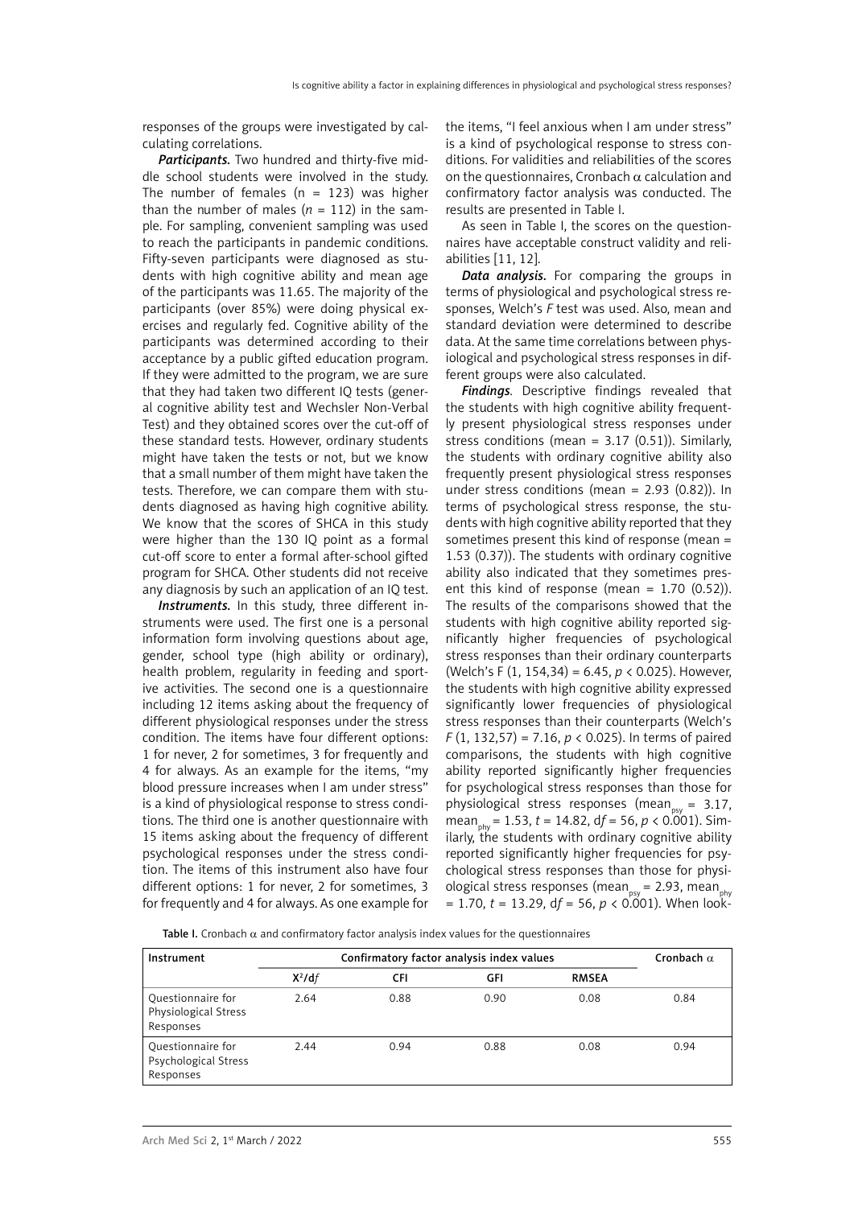responses of the groups were investigated by calculating correlations.

***Participants.*** Two hundred and thirty-five middle school students were involved in the study. The number of females (n = 123) was higher than the number of males (*n* = 112) in the sample. For sampling, convenient sampling was used to reach the participants in pandemic conditions. Fifty-seven participants were diagnosed as students with high cognitive ability and mean age of the participants was 11.65. The majority of the participants (over 85%) were doing physical exercises and regularly fed. Cognitive ability of the participants was determined according to their acceptance by a public gifted education program. If they were admitted to the program, we are sure that they had taken two different IQ tests (general cognitive ability test and Wechsler Non-Verbal Test) and they obtained scores over the cut-off of these standard tests. However, ordinary students might have taken the tests or not, but we know that a small number of them might have taken the tests. Therefore, we can compare them with students diagnosed as having high cognitive ability. We know that the scores of SHCA in this study were higher than the 130 IQ point as a formal cut-off score to enter a formal after-school gifted program for SHCA. Other students did not receive any diagnosis by such an application of an IQ test.

***Instruments.*** In this study, three different instruments were used. The first one is a personal information form involving questions about age, gender, school type (high ability or ordinary), health problem, regularity in feeding and sportive activities. The second one is a questionnaire including 12 items asking about the frequency of different physiological responses under the stress condition. The items have four different options: 1 for never, 2 for sometimes, 3 for frequently and 4 for always. As an example for the items, "my blood pressure increases when I am under stress" is a kind of physiological response to stress conditions. The third one is another questionnaire with 15 items asking about the frequency of different psychological responses under the stress condition. The items of this instrument also have four different options: 1 for never, 2 for sometimes, 3 for frequently and 4 for always. As one example for the items, "I feel anxious when I am under stress" is a kind of psychological response to stress conditions. For validities and reliabilities of the scores on the questionnaires, Cronbach $\alpha$ calculation and confirmatory factor analysis was conducted. The results are presented in Table I.

As seen in Table I, the scores on the questionnaires have acceptable construct validity and reliabilities [11, 12].

***Data analysis.*** For comparing the groups in terms of physiological and psychological stress responses, Welch's *F* test was used. Also, mean and standard deviation were determined to describe data. At the same time correlations between physiological and psychological stress responses in different groups were also calculated.

***Findings.*** Descriptive findings revealed that the students with high cognitive ability frequently present physiological stress responses under stress conditions (mean = 3.17 (0.51)). Similarly, the students with ordinary cognitive ability also frequently present physiological stress responses under stress conditions (mean = 2.93 (0.82)). In terms of psychological stress response, the students with high cognitive ability reported that they sometimes present this kind of response (mean = 1.53 (0.37)). The students with ordinary cognitive ability also indicated that they sometimes present this kind of response (mean = 1.70 (0.52)). The results of the comparisons showed that the students with high cognitive ability reported significantly higher frequencies of psychological stress responses than their ordinary counterparts (Welch's F (1, 154,34) = 6.45, $p < 0.025$). However, the students with high cognitive ability expressed significantly lower frequencies of physiological stress responses than their counterparts (Welch's $F$ (1, 132,57) = 7.16, $p < 0.025$). In terms of paired comparisons, the students with high cognitive ability reported significantly higher frequencies for psychological stress responses than those for physiological stress responses ($\text{mean}_{psy}$ = 3.17, $\text{mean}_{phy}$ = 1.53, $t$ = 14.82, d$f$ = 56, $p < 0.001$). Similarly, the students with ordinary cognitive ability reported significantly higher frequencies for psychological stress responses than those for physiological stress responses ($\text{mean}_{psy}$ = 2.93, $\text{mean}_{phy}$ = 1.70, $t$ = 13.29, d$f$ = 56, $p < 0.001$). When look-

**Table I.** Cronbach $\alpha$ and confirmatory factor analysis index values for the questionnaires

| Instrument | Confirmatory factor analysis index values | | | | Cronbach $\alpha$ |
|---|---|---|---|---|---|
| | $X^2/df$ | CFI | GFI | RMSEA | |
| Questionnaire for Physiological Stress Responses | 2.64 | 0.88 | 0.90 | 0.08 | 0.84 |
| Questionnaire for Psychological Stress Responses | 2.44 | 0.94 | 0.88 | 0.08 | 0.94 |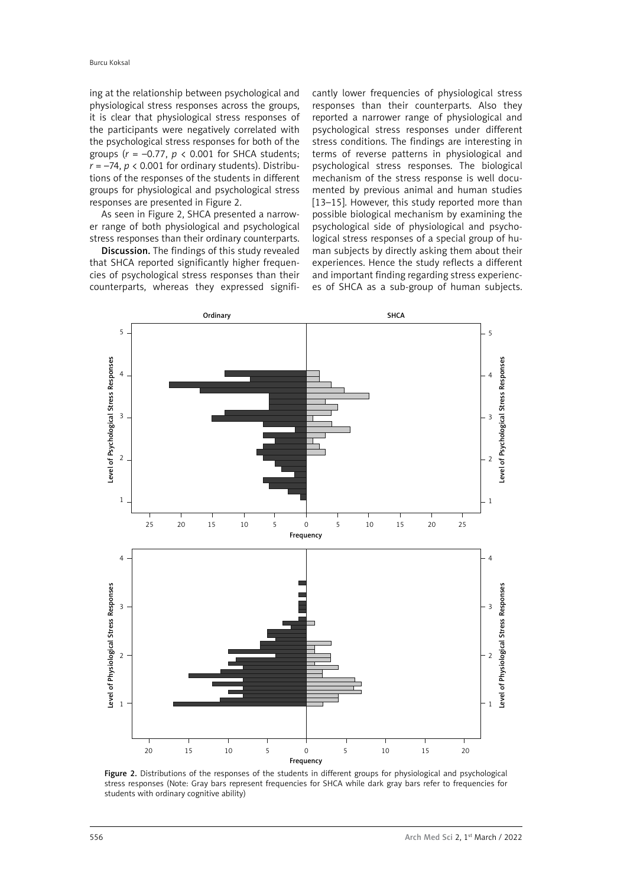ing at the relationship between psychological and physiological stress responses across the groups, it is clear that physiological stress responses of the participants were negatively correlated with the psychological stress responses for both of the groups ($r = -0.77$, $p < 0.001$ for SHCA students; $r = -74$, $p < 0.001$ for ordinary students). Distributions of the responses of the students in different groups for physiological and psychological stress responses are presented in Figure 2.

As seen in Figure 2, SHCA presented a narrower range of both physiological and psychological stress responses than their ordinary counterparts.

**Discussion.** The findings of this study revealed that SHCA reported significantly higher frequencies of psychological stress responses than their counterparts, whereas they expressed significantly lower frequencies of physiological stress responses than their counterparts. Also they reported a narrower range of physiological and psychological stress responses under different stress conditions. The findings are interesting in terms of reverse patterns in physiological and psychological stress responses. The biological mechanism of the stress response is well documented by previous animal and human studies [13–15]. However, this study reported more than possible biological mechanism by examining the psychological side of physiological and psychological stress responses of a special group of human subjects by directly asking them about their experiences. Hence the study reflects a different and important finding regarding stress experiences of SHCA as a sub-group of human subjects.

**Figure 2.** Distributions of the responses of the students in different groups for physiological and psychological stress responses (Note: Gray bars represent frequencies for SHCA while dark gray bars refer to frequencies for students with ordinary cognitive ability)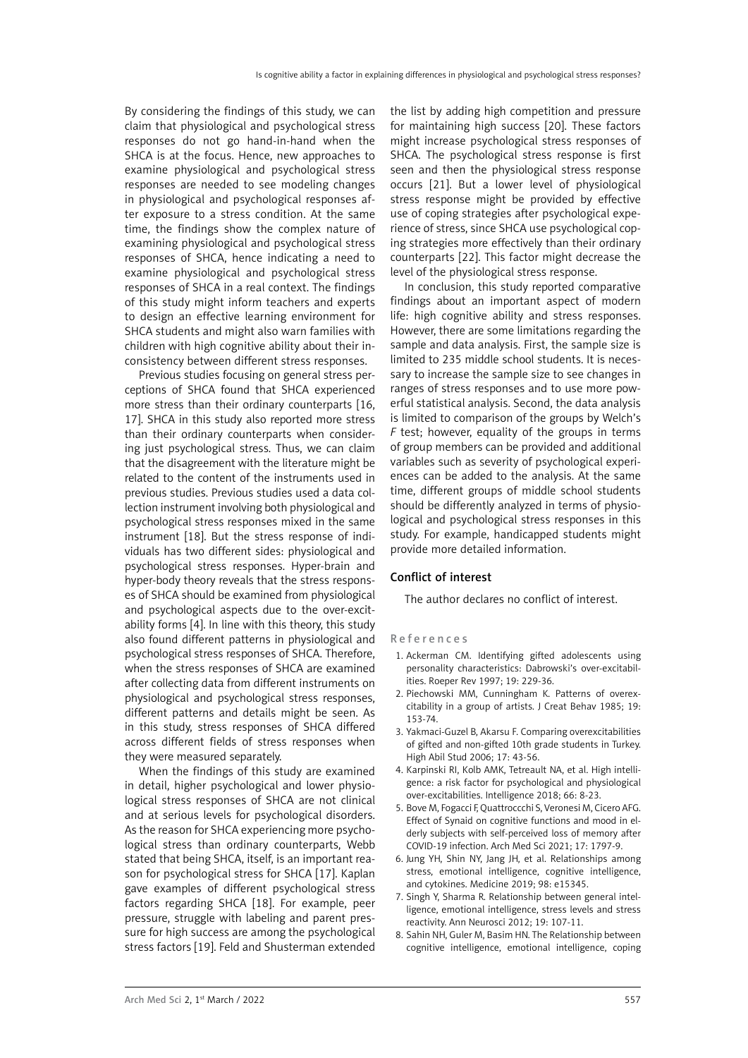By considering the findings of this study, we can claim that physiological and psychological stress responses do not go hand-in-hand when the SHCA is at the focus. Hence, new approaches to examine physiological and psychological stress responses are needed to see modeling changes in physiological and psychological responses after exposure to a stress condition. At the same time, the findings show the complex nature of examining physiological and psychological stress responses of SHCA, hence indicating a need to examine physiological and psychological stress responses of SHCA in a real context. The findings of this study might inform teachers and experts to design an effective learning environment for SHCA students and might also warn families with children with high cognitive ability about their inconsistency between different stress responses.

Previous studies focusing on general stress perceptions of SHCA found that SHCA experienced more stress than their ordinary counterparts [16, 17]. SHCA in this study also reported more stress than their ordinary counterparts when considering just psychological stress. Thus, we can claim that the disagreement with the literature might be related to the content of the instruments used in previous studies. Previous studies used a data collection instrument involving both physiological and psychological stress responses mixed in the same instrument [18]. But the stress response of individuals has two different sides: physiological and psychological stress responses. Hyper-brain and hyper-body theory reveals that the stress responses of SHCA should be examined from physiological and psychological aspects due to the over-excitability forms [4]. In line with this theory, this study also found different patterns in physiological and psychological stress responses of SHCA. Therefore, when the stress responses of SHCA are examined after collecting data from different instruments on physiological and psychological stress responses, different patterns and details might be seen. As in this study, stress responses of SHCA differed across different fields of stress responses when they were measured separately.

When the findings of this study are examined in detail, higher psychological and lower physiological stress responses of SHCA are not clinical and at serious levels for psychological disorders. As the reason for SHCA experiencing more psychological stress than ordinary counterparts, Webb stated that being SHCA, itself, is an important reason for psychological stress for SHCA [17]. Kaplan gave examples of different psychological stress factors regarding SHCA [18]. For example, peer pressure, struggle with labeling and parent pressure for high success are among the psychological stress factors [19]. Feld and Shusterman extended the list by adding high competition and pressure for maintaining high success [20]. These factors might increase psychological stress responses of SHCA. The psychological stress response is first seen and then the physiological stress response occurs [21]. But a lower level of physiological stress response might be provided by effective use of coping strategies after psychological experience of stress, since SHCA use psychological coping strategies more effectively than their ordinary counterparts [22]. This factor might decrease the level of the physiological stress response.

In conclusion, this study reported comparative findings about an important aspect of modern life: high cognitive ability and stress responses. However, there are some limitations regarding the sample and data analysis. First, the sample size is limited to 235 middle school students. It is necessary to increase the sample size to see changes in ranges of stress responses and to use more powerful statistical analysis. Second, the data analysis is limited to comparison of the groups by Welch's *F* test; however, equality of the groups in terms of group members can be provided and additional variables such as severity of psychological experiences can be added to the analysis. At the same time, different groups of middle school students should be differently analyzed in terms of physiological and psychological stress responses in this study. For example, handicapped students might provide more detailed information.

## Conflict of interest

The author declares no conflict of interest.

## References

1. Ackerman CM. Identifying gifted adolescents using personality characteristics: Dabrowski's over-excitabilities. Roeper Rev 1997; 19: 229-36.
2. Piechowski MM, Cunningham K. Patterns of overexcitability in a group of artists. J Creat Behav 1985; 19: 153-74.
3. Yakmaci-Guzel B, Akarsu F. Comparing overexcitabilities of gifted and non-gifted 10th grade students in Turkey. High Abil Stud 2006; 17: 43-56.
4. Karpinski RI, Kolb AMK, Tetreault NA, et al. High intelligence: a risk factor for psychological and physiological over-excitabilities. Intelligence 2018; 66: 8-23.
5. Bove M, Fogacci F, Quattroccchi S, Veronesi M, Cicero AFG. Effect of Synaid on cognitive functions and mood in elderly subjects with self-perceived loss of memory after COVID-19 infection. Arch Med Sci 2021; 17: 1797-9.
6. Jung YH, Shin NY, Jang JH, et al. Relationships among stress, emotional intelligence, cognitive intelligence, and cytokines. Medicine 2019; 98: e15345.
7. Singh Y, Sharma R. Relationship between general intelligence, emotional intelligence, stress levels and stress reactivity. Ann Neurosci 2012; 19: 107-11.
8. Sahin NH, Guler M, Basim HN. The Relationship between cognitive intelligence, emotional intelligence, coping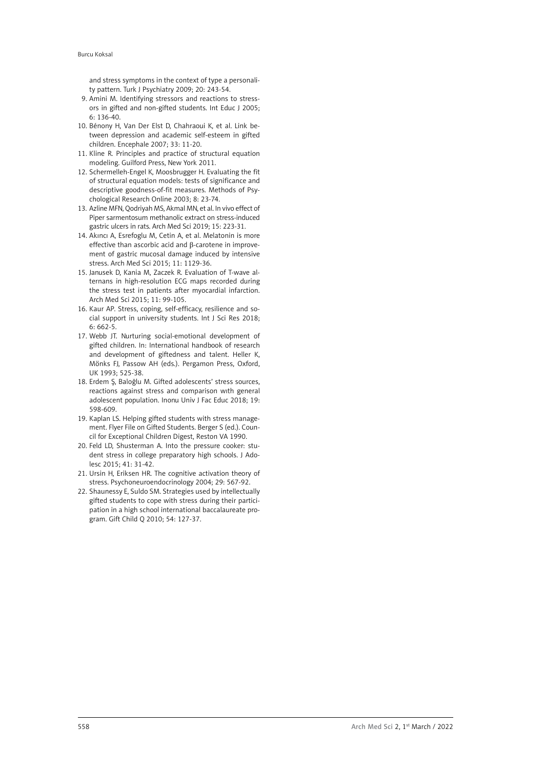and stress symptoms in the context of type a personality pattern. Turk J Psychiatry 2009; 20: 243-54.

9. Amini M. Identifying stressors and reactions to stressors in gifted and non-gifted students. Int Educ J 2005; 6: 136-40.
10. Bénony H, Van Der Elst D, Chahraoui K, et al. Link between depression and academic self-esteem in gifted children. Encephale 2007; 33: 11-20.
11. Kline R. Principles and practice of structural equation modeling. Guilford Press, New York 2011.
12. Schermelleh-Engel K, Moosbrugger H. Evaluating the fit of structural equation models: tests of significance and descriptive goodness-of-fit measures. Methods of Psychological Research Online 2003; 8: 23-74.
13. Azline MFN, Qodriyah MS, Akmal MN, et al. In vivo effect of Piper sarmentosum methanolic extract on stress-induced gastric ulcers in rats. Arch Med Sci 2019; 15: 223-31.
14. Akıncı A, Esrefoglu M, Cetin A, et al. Melatonin is more effective than ascorbic acid and β-carotene in improvement of gastric mucosal damage induced by intensive stress. Arch Med Sci 2015; 11: 1129-36.
15. Janusek D, Kania M, Zaczek R. Evaluation of T-wave alternans in high-resolution ECG maps recorded during the stress test in patients after myocardial infarction. Arch Med Sci 2015; 11: 99-105.
16. Kaur AP. Stress, coping, self-efficacy, resilience and social support in university students. Int J Sci Res 2018; 6: 662-5.
17. Webb JT. Nurturing social-emotional development of gifted children. In: International handbook of research and development of giftedness and talent. Heller K, Mönks FJ, Passow AH (eds.). Pergamon Press, Oxford, UK 1993; 525-38.
18. Erdem Ş, Baloğlu M. Gifted adolescents' stress sources, reactions against stress and comparison wıth general adolescent population. Inonu Univ J Fac Educ 2018; 19: 598-609.
19. Kaplan LS. Helping gifted students with stress management. Flyer File on Gifted Students. Berger S (ed.). Council for Exceptional Children Digest, Reston VA 1990.
20. Feld LD, Shusterman A. Into the pressure cooker: student stress in college preparatory high schools. J Adolesc 2015; 41: 31-42.
21. Ursin H, Eriksen HR. The cognitive activation theory of stress. Psychoneuroendocrinology 2004; 29: 567-92.
22. Shaunessy E, Suldo SM. Strategies used by intellectually gifted students to cope with stress during their participation in a high school international baccalaureate program. Gift Child Q 2010; 54: 127-37.